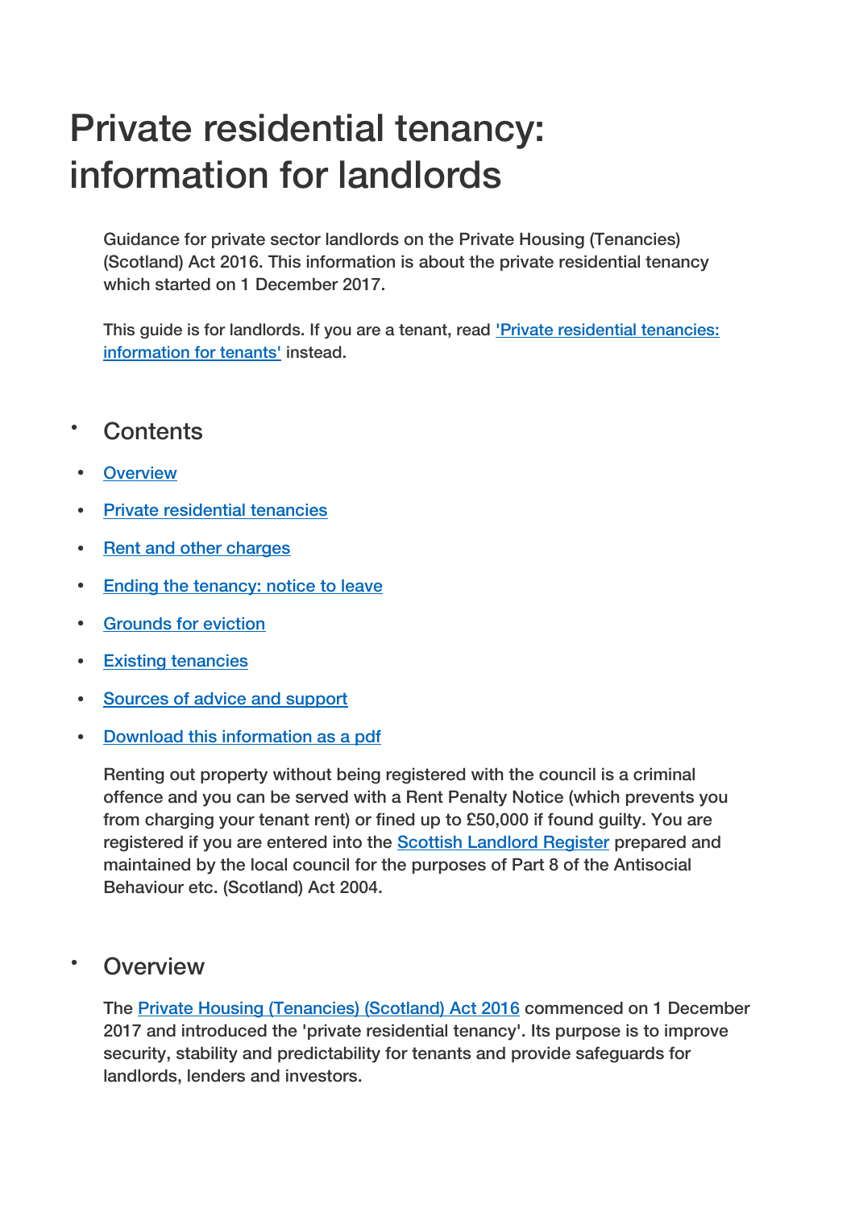# Private residential tenancy: information for landlords

Guidance for private sector landlords on the Private Housing (Tenancies) (Scotland) Act 2016. This information is about the private residential tenancy which started on 1 December 2017.

This guide is for landlords. If you are a tenant, read 'Private residential tenancies: information for tenants' instead.

## Contents

- Overview
- Private residential tenancies
- Rent and other charges
- Ending the tenancy: notice to leave
- Grounds for eviction
- Existing tenancies
- Sources of advice and support
- Download this information as a pdf

Renting out property without being registered with the council is a criminal offence and you can be served with a Rent Penalty Notice (which prevents you from charging your tenant rent) or fined up to £50,000 if found guilty. You are registered if you are entered into the Scottish Landlord Register prepared and maintained by the local council for the purposes of Part 8 of the Antisocial Behaviour etc. (Scotland) Act 2004.

## Overview

The Private Housing (Tenancies) (Scotland) Act 2016 commenced on 1 December 2017 and introduced the 'private residential tenancy'. Its purpose is to improve security, stability and predictability for tenants and provide safeguards for landlords, lenders and investors.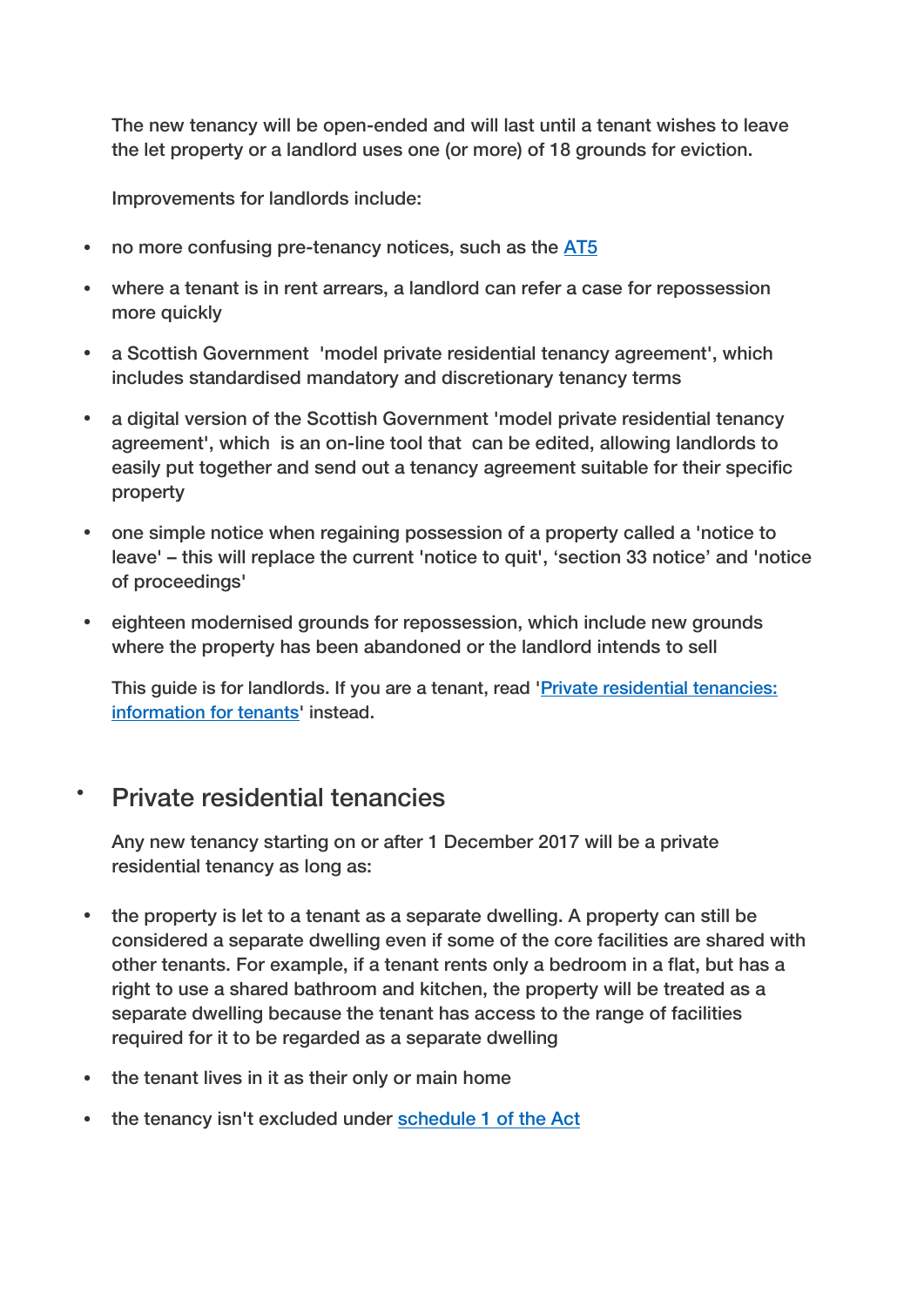The new tenancy will be open-ended and will last until a tenant wishes to leave the let property or a landlord uses one (or more) of 18 grounds for eviction.

Improvements for landlords include:

- no more confusing pre-tenancy notices, such as the [AT5]
- where a tenant is in rent arrears, a landlord can refer a case for repossession more quickly
- a Scottish Government 'model private residential tenancy agreement', which includes standardised mandatory and discretionary tenancy terms
- a digital version of the Scottish Government 'model private residential tenancy agreement', which is an on-line tool that can be edited, allowing landlords to easily put together and send out a tenancy agreement suitable for their specific property
- one simple notice when regaining possession of a property called a 'notice to leave' – this will replace the current 'notice to quit', 'section 33 notice' and 'notice of proceedings'
- eighteen modernised grounds for repossession, which include new grounds where the property has been abandoned or the landlord intends to sell

This guide is for landlords. If you are a tenant, read '[Private residential tenancies: information for tenants]' instead.

## Private residential tenancies

Any new tenancy starting on or after 1 December 2017 will be a private residential tenancy as long as:

- the property is let to a tenant as a separate dwelling. A property can still be considered a separate dwelling even if some of the core facilities are shared with other tenants. For example, if a tenant rents only a bedroom in a flat, but has a right to use a shared bathroom and kitchen, the property will be treated as a separate dwelling because the tenant has access to the range of facilities required for it to be regarded as a separate dwelling
- the tenant lives in it as their only or main home
- the tenancy isn't excluded under [schedule 1 of the Act]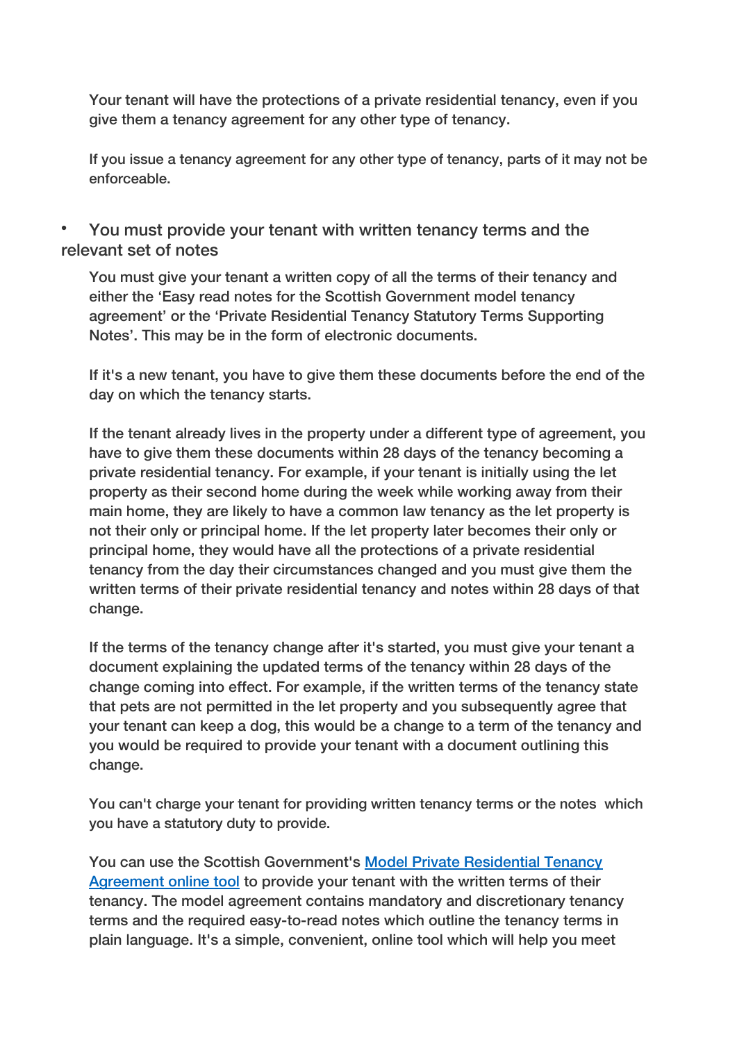Your tenant will have the protections of a private residential tenancy, even if you give them a tenancy agreement for any other type of tenancy.

If you issue a tenancy agreement for any other type of tenancy, parts of it may not be enforceable.

- You must provide your tenant with written tenancy terms and the relevant set of notes

You must give your tenant a written copy of all the terms of their tenancy and either the 'Easy read notes for the Scottish Government model tenancy agreement' or the 'Private Residential Tenancy Statutory Terms Supporting Notes'. This may be in the form of electronic documents.

If it's a new tenant, you have to give them these documents before the end of the day on which the tenancy starts.

If the tenant already lives in the property under a different type of agreement, you have to give them these documents within 28 days of the tenancy becoming a private residential tenancy. For example, if your tenant is initially using the let property as their second home during the week while working away from their main home, they are likely to have a common law tenancy as the let property is not their only or principal home. If the let property later becomes their only or principal home, they would have all the protections of a private residential tenancy from the day their circumstances changed and you must give them the written terms of their private residential tenancy and notes within 28 days of that change.

If the terms of the tenancy change after it's started, you must give your tenant a document explaining the updated terms of the tenancy within 28 days of the change coming into effect. For example, if the written terms of the tenancy state that pets are not permitted in the let property and you subsequently agree that your tenant can keep a dog, this would be a change to a term of the tenancy and you would be required to provide your tenant with a document outlining this change.

You can't charge your tenant for providing written tenancy terms or the notes which you have a statutory duty to provide.

You can use the Scottish Government's [Model Private Residential Tenancy Agreement online tool] to provide your tenant with the written terms of their tenancy. The model agreement contains mandatory and discretionary tenancy terms and the required easy-to-read notes which outline the tenancy terms in plain language. It's a simple, convenient, online tool which will help you meet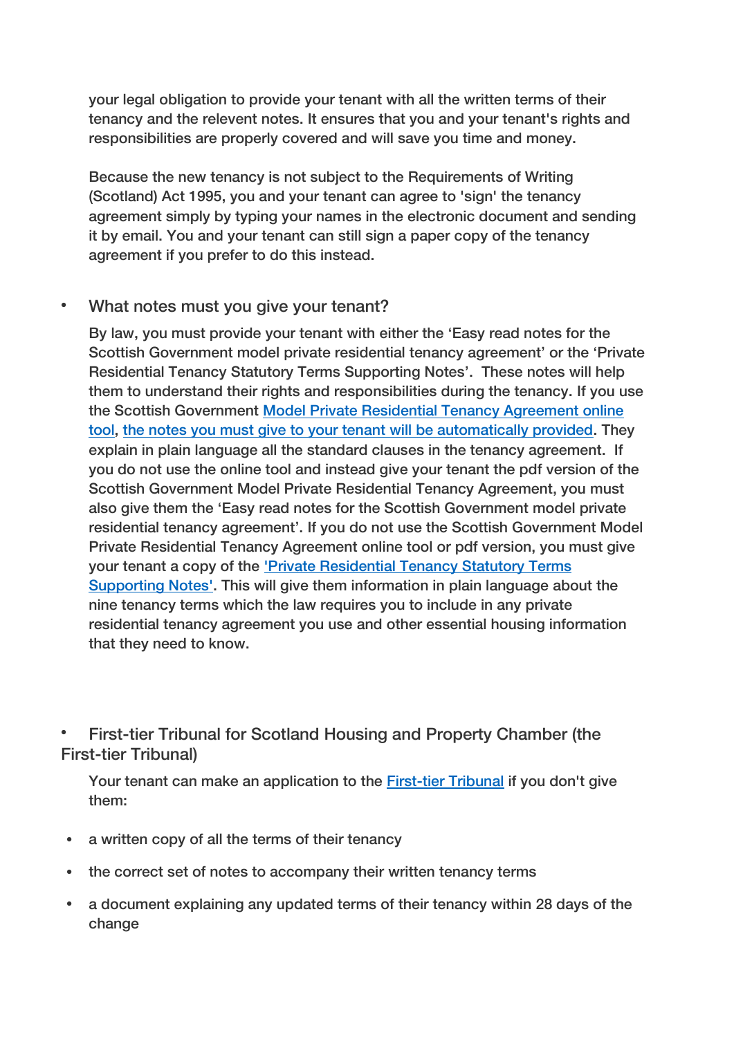your legal obligation to provide your tenant with all the written terms of their tenancy and the relevent notes. It ensures that you and your tenant's rights and responsibilities are properly covered and will save you time and money.

Because the new tenancy is not subject to the Requirements of Writing (Scotland) Act 1995, you and your tenant can agree to 'sign' the tenancy agreement simply by typing your names in the electronic document and sending it by email. You and your tenant can still sign a paper copy of the tenancy agreement if you prefer to do this instead.

- What notes must you give your tenant?

  By law, you must provide your tenant with either the 'Easy read notes for the Scottish Government model private residential tenancy agreement' or the 'Private Residential Tenancy Statutory Terms Supporting Notes'. These notes will help them to understand their rights and responsibilities during the tenancy. If you use the Scottish Government Model Private Residential Tenancy Agreement online tool, the notes you must give to your tenant will be automatically provided. They explain in plain language all the standard clauses in the tenancy agreement. If you do not use the online tool and instead give your tenant the pdf version of the Scottish Government Model Private Residential Tenancy Agreement, you must also give them the 'Easy read notes for the Scottish Government model private residential tenancy agreement'. If you do not use the Scottish Government Model Private Residential Tenancy Agreement online tool or pdf version, you must give your tenant a copy of the 'Private Residential Tenancy Statutory Terms Supporting Notes'. This will give them information in plain language about the nine tenancy terms which the law requires you to include in any private residential tenancy agreement you use and other essential housing information that they need to know.

- First-tier Tribunal for Scotland Housing and Property Chamber (the First-tier Tribunal)

  Your tenant can make an application to the First-tier Tribunal if you don't give them:

- a written copy of all the terms of their tenancy
- the correct set of notes to accompany their written tenancy terms
- a document explaining any updated terms of their tenancy within 28 days of the change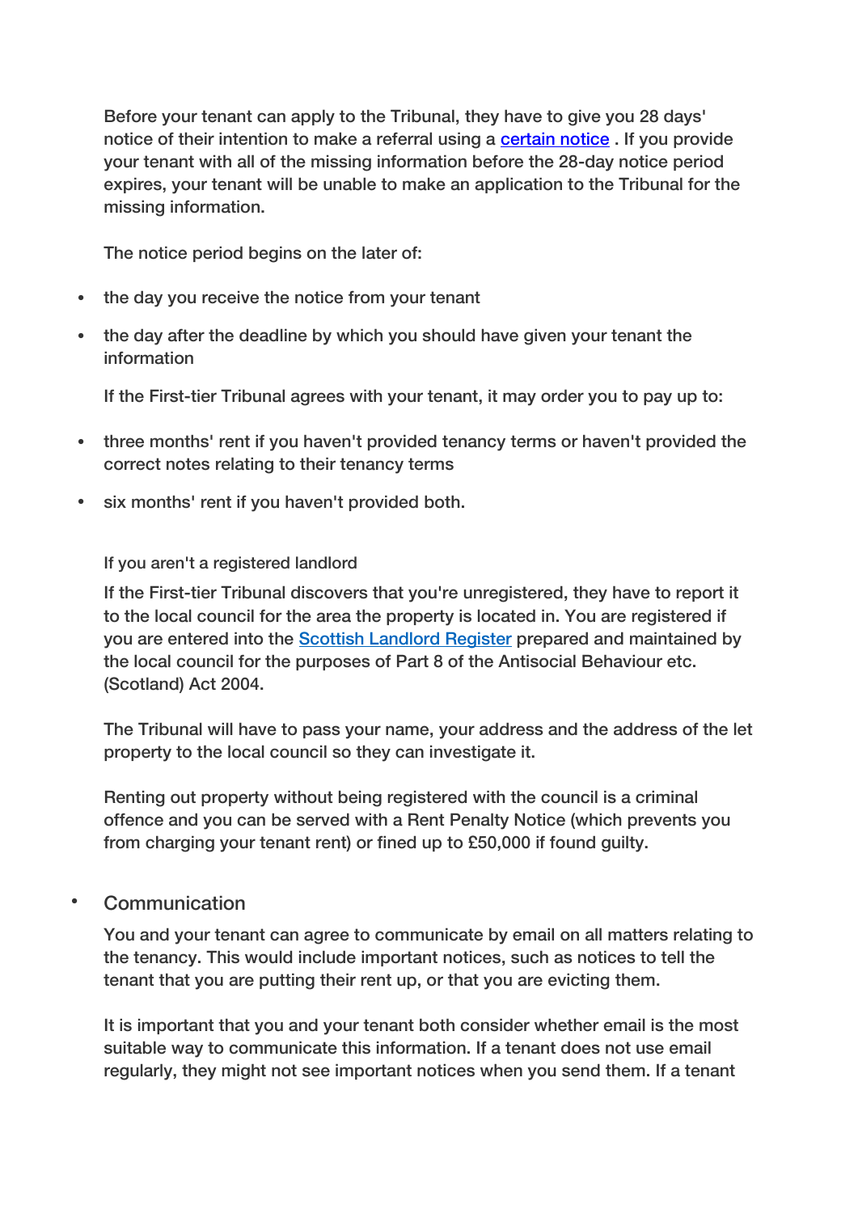Before your tenant can apply to the Tribunal, they have to give you 28 days' notice of their intention to make a referral using a [certain notice](). If you provide your tenant with all of the missing information before the 28-day notice period expires, your tenant will be unable to make an application to the Tribunal for the missing information.

The notice period begins on the later of:

- the day you receive the notice from your tenant
- the day after the deadline by which you should have given your tenant the information

If the First-tier Tribunal agrees with your tenant, it may order you to pay up to:

- three months' rent if you haven't provided tenancy terms or haven't provided the correct notes relating to their tenancy terms
- six months' rent if you haven't provided both.

#### If you aren't a registered landlord

If the First-tier Tribunal discovers that you're unregistered, they have to report it to the local council for the area the property is located in. You are registered if you are entered into the [Scottish Landlord Register]() prepared and maintained by the local council for the purposes of Part 8 of the Antisocial Behaviour etc. (Scotland) Act 2004.

The Tribunal will have to pass your name, your address and the address of the let property to the local council so they can investigate it.

Renting out property without being registered with the council is a criminal offence and you can be served with a Rent Penalty Notice (which prevents you from charging your tenant rent) or fined up to £50,000 if found guilty.

- ### Communication

You and your tenant can agree to communicate by email on all matters relating to the tenancy. This would include important notices, such as notices to tell the tenant that you are putting their rent up, or that you are evicting them.

It is important that you and your tenant both consider whether email is the most suitable way to communicate this information. If a tenant does not use email regularly, they might not see important notices when you send them. If a tenant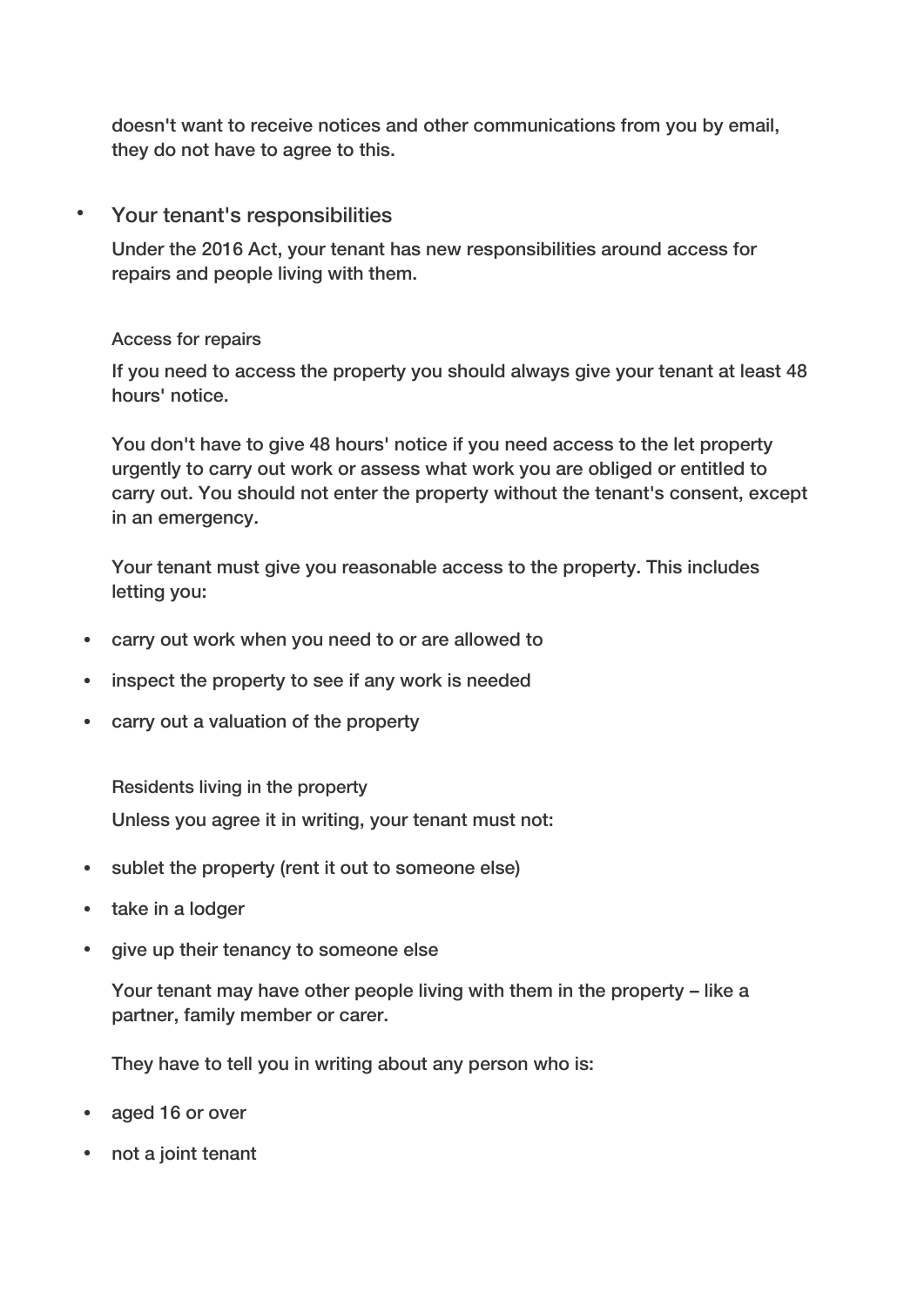doesn't want to receive notices and other communications from you by email, they do not have to agree to this.

- Your tenant's responsibilities

Under the 2016 Act, your tenant has new responsibilities around access for repairs and people living with them.

### Access for repairs

If you need to access the property you should always give your tenant at least 48 hours' notice.

You don't have to give 48 hours' notice if you need access to the let property urgently to carry out work or assess what work you are obliged or entitled to carry out. You should not enter the property without the tenant's consent, except in an emergency.

Your tenant must give you reasonable access to the property. This includes letting you:

- carry out work when you need to or are allowed to
- inspect the property to see if any work is needed
- carry out a valuation of the property

### Residents living in the property

Unless you agree it in writing, your tenant must not:

- sublet the property (rent it out to someone else)
- take in a lodger
- give up their tenancy to someone else

Your tenant may have other people living with them in the property – like a partner, family member or carer.

They have to tell you in writing about any person who is:

- aged 16 or over
- not a joint tenant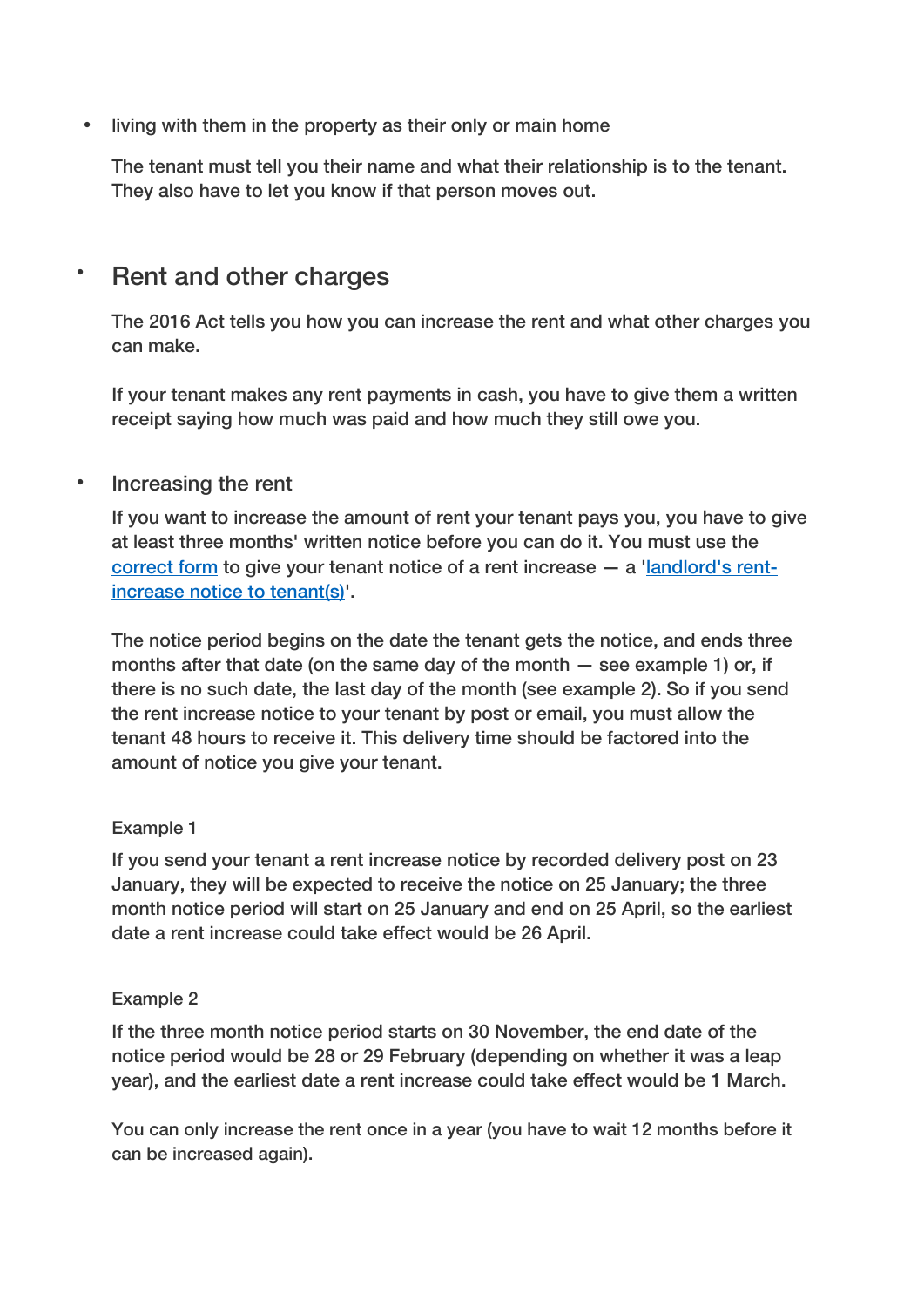- living with them in the property as their only or main home

  The tenant must tell you their name and what their relationship is to the tenant. They also have to let you know if that person moves out.

## Rent and other charges

The 2016 Act tells you how you can increase the rent and what other charges you can make.

If your tenant makes any rent payments in cash, you have to give them a written receipt saying how much was paid and how much they still owe you.

### Increasing the rent

If you want to increase the amount of rent your tenant pays you, you have to give at least three months' written notice before you can do it. You must use the [correct form](#) to give your tenant notice of a rent increase — a '[landlord's rent-increase notice to tenant(s)](#)'.

The notice period begins on the date the tenant gets the notice, and ends three months after that date (on the same day of the month — see example 1) or, if there is no such date, the last day of the month (see example 2). So if you send the rent increase notice to your tenant by post or email, you must allow the tenant 48 hours to receive it. This delivery time should be factored into the amount of notice you give your tenant.

Example 1

If you send your tenant a rent increase notice by recorded delivery post on 23 January, they will be expected to receive the notice on 25 January; the three month notice period will start on 25 January and end on 25 April, so the earliest date a rent increase could take effect would be 26 April.

Example 2

If the three month notice period starts on 30 November, the end date of the notice period would be 28 or 29 February (depending on whether it was a leap year), and the earliest date a rent increase could take effect would be 1 March.

You can only increase the rent once in a year (you have to wait 12 months before it can be increased again).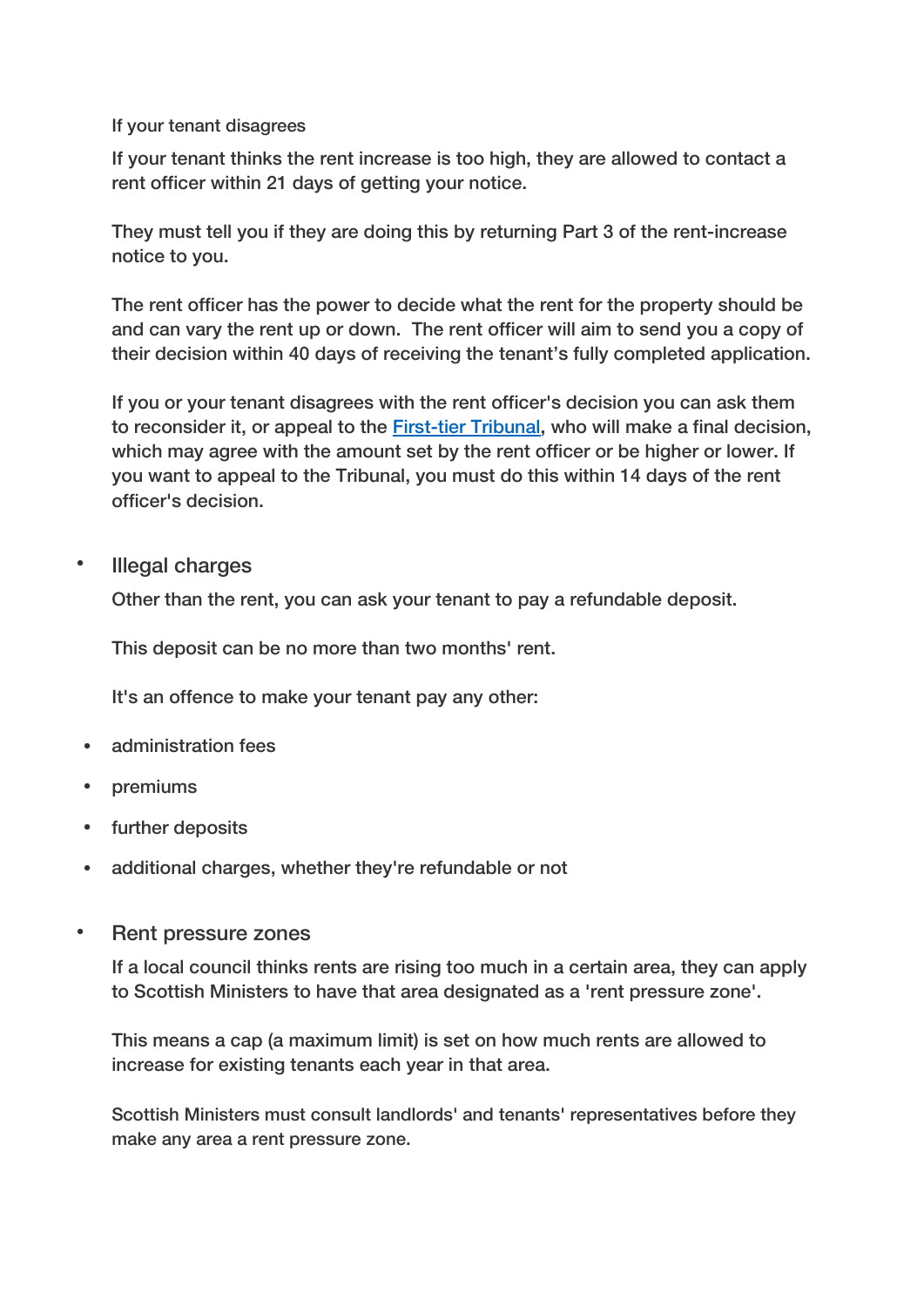If your tenant disagrees

If your tenant thinks the rent increase is too high, they are allowed to contact a rent officer within 21 days of getting your notice.

They must tell you if they are doing this by returning Part 3 of the rent-increase notice to you.

The rent officer has the power to decide what the rent for the property should be and can vary the rent up or down. The rent officer will aim to send you a copy of their decision within 40 days of receiving the tenant's fully completed application.

If you or your tenant disagrees with the rent officer's decision you can ask them to reconsider it, or appeal to the [First-tier Tribunal](), who will make a final decision, which may agree with the amount set by the rent officer or be higher or lower. If you want to appeal to the Tribunal, you must do this within 14 days of the rent officer's decision.

- Illegal charges

Other than the rent, you can ask your tenant to pay a refundable deposit.

This deposit can be no more than two months' rent.

It's an offence to make your tenant pay any other:

- administration fees
- premiums
- further deposits
- additional charges, whether they're refundable or not

- Rent pressure zones

If a local council thinks rents are rising too much in a certain area, they can apply to Scottish Ministers to have that area designated as a 'rent pressure zone'.

This means a cap (a maximum limit) is set on how much rents are allowed to increase for existing tenants each year in that area.

Scottish Ministers must consult landlords' and tenants' representatives before they make any area a rent pressure zone.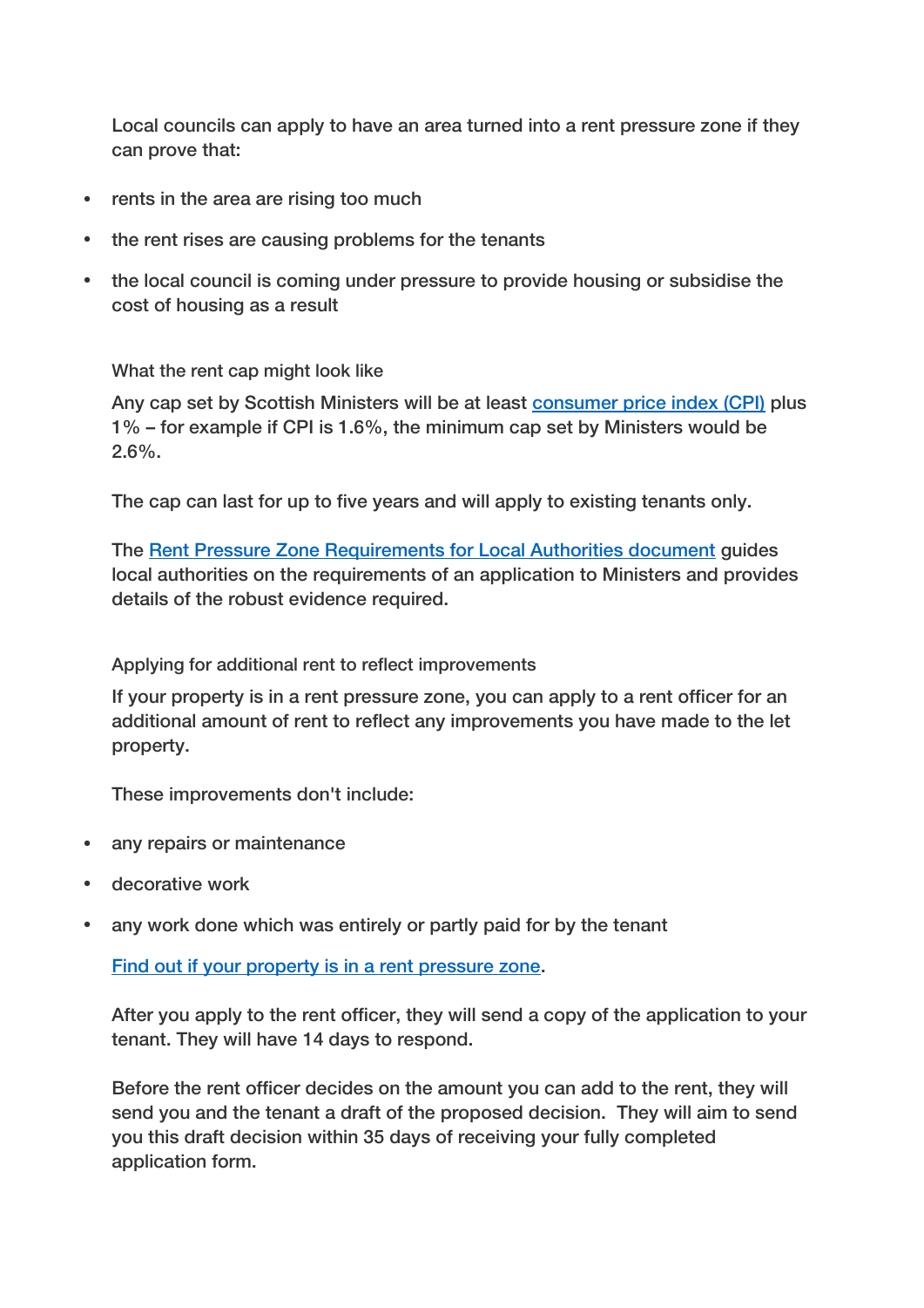Local councils can apply to have an area turned into a rent pressure zone if they can prove that:

- rents in the area are rising too much
- the rent rises are causing problems for the tenants
- the local council is coming under pressure to provide housing or subsidise the cost of housing as a result

### What the rent cap might look like

Any cap set by Scottish Ministers will be at least consumer price index (CPI) plus 1% – for example if CPI is 1.6%, the minimum cap set by Ministers would be 2.6%.

The cap can last for up to five years and will apply to existing tenants only.

The Rent Pressure Zone Requirements for Local Authorities document guides local authorities on the requirements of an application to Ministers and provides details of the robust evidence required.

### Applying for additional rent to reflect improvements

If your property is in a rent pressure zone, you can apply to a rent officer for an additional amount of rent to reflect any improvements you have made to the let property.

These improvements don't include:

- any repairs or maintenance
- decorative work
- any work done which was entirely or partly paid for by the tenant

Find out if your property is in a rent pressure zone.

After you apply to the rent officer, they will send a copy of the application to your tenant. They will have 14 days to respond.

Before the rent officer decides on the amount you can add to the rent, they will send you and the tenant a draft of the proposed decision. They will aim to send you this draft decision within 35 days of receiving your fully completed application form.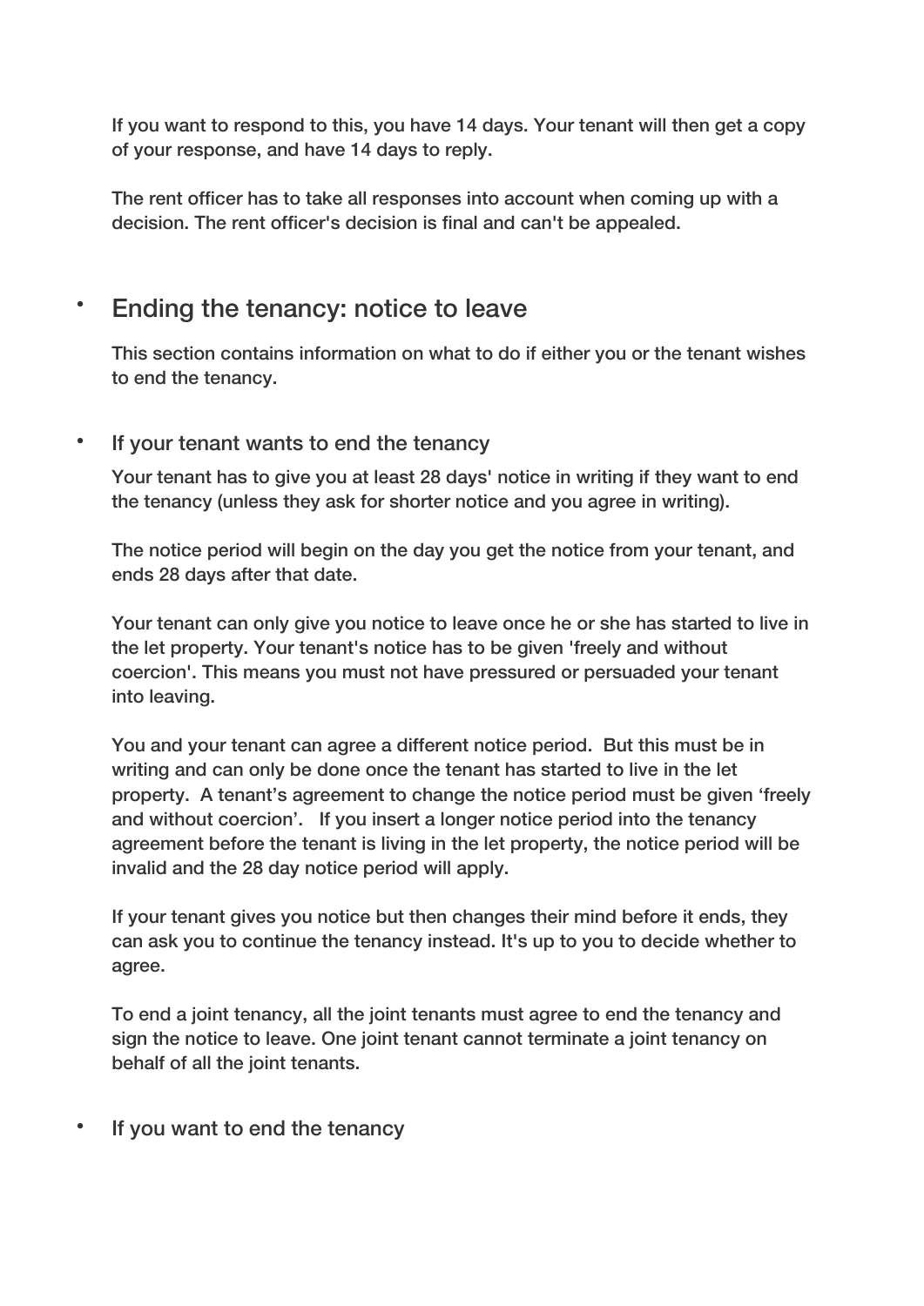If you want to respond to this, you have 14 days. Your tenant will then get a copy of your response, and have 14 days to reply.

The rent officer has to take all responses into account when coming up with a decision. The rent officer's decision is final and can't be appealed.

## Ending the tenancy: notice to leave

This section contains information on what to do if either you or the tenant wishes to end the tenancy.

### If your tenant wants to end the tenancy

Your tenant has to give you at least 28 days' notice in writing if they want to end the tenancy (unless they ask for shorter notice and you agree in writing).

The notice period will begin on the day you get the notice from your tenant, and ends 28 days after that date.

Your tenant can only give you notice to leave once he or she has started to live in the let property. Your tenant's notice has to be given 'freely and without coercion'. This means you must not have pressured or persuaded your tenant into leaving.

You and your tenant can agree a different notice period. But this must be in writing and can only be done once the tenant has started to live in the let property. A tenant’s agreement to change the notice period must be given ‘freely and without coercion’. If you insert a longer notice period into the tenancy agreement before the tenant is living in the let property, the notice period will be invalid and the 28 day notice period will apply.

If your tenant gives you notice but then changes their mind before it ends, they can ask you to continue the tenancy instead. It's up to you to decide whether to agree.

To end a joint tenancy, all the joint tenants must agree to end the tenancy and sign the notice to leave. One joint tenant cannot terminate a joint tenancy on behalf of all the joint tenants.

### If you want to end the tenancy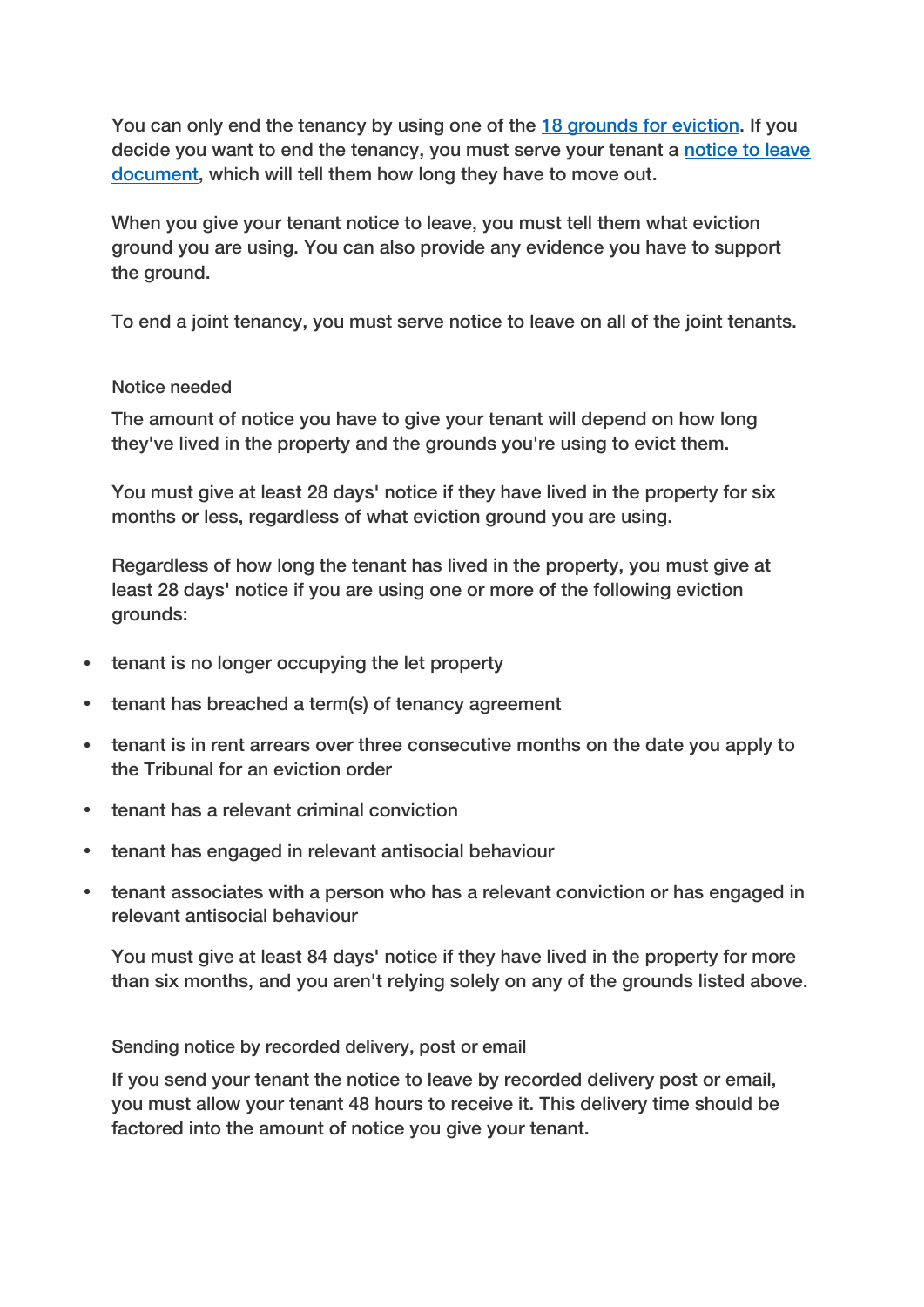You can only end the tenancy by using one of the [18 grounds for eviction](). If you decide you want to end the tenancy, you must serve your tenant a [notice to leave document](), which will tell them how long they have to move out.

When you give your tenant notice to leave, you must tell them what eviction ground you are using. You can also provide any evidence you have to support the ground.

To end a joint tenancy, you must serve notice to leave on all of the joint tenants.

### Notice needed

The amount of notice you have to give your tenant will depend on how long they've lived in the property and the grounds you're using to evict them.

You must give at least 28 days' notice if they have lived in the property for six months or less, regardless of what eviction ground you are using.

Regardless of how long the tenant has lived in the property, you must give at least 28 days' notice if you are using one or more of the following eviction grounds:

- tenant is no longer occupying the let property
- tenant has breached a term(s) of tenancy agreement
- tenant is in rent arrears over three consecutive months on the date you apply to the Tribunal for an eviction order
- tenant has a relevant criminal conviction
- tenant has engaged in relevant antisocial behaviour
- tenant associates with a person who has a relevant conviction or has engaged in relevant antisocial behaviour

You must give at least 84 days' notice if they have lived in the property for more than six months, and you aren't relying solely on any of the grounds listed above.

### Sending notice by recorded delivery, post or email

If you send your tenant the notice to leave by recorded delivery post or email, you must allow your tenant 48 hours to receive it. This delivery time should be factored into the amount of notice you give your tenant.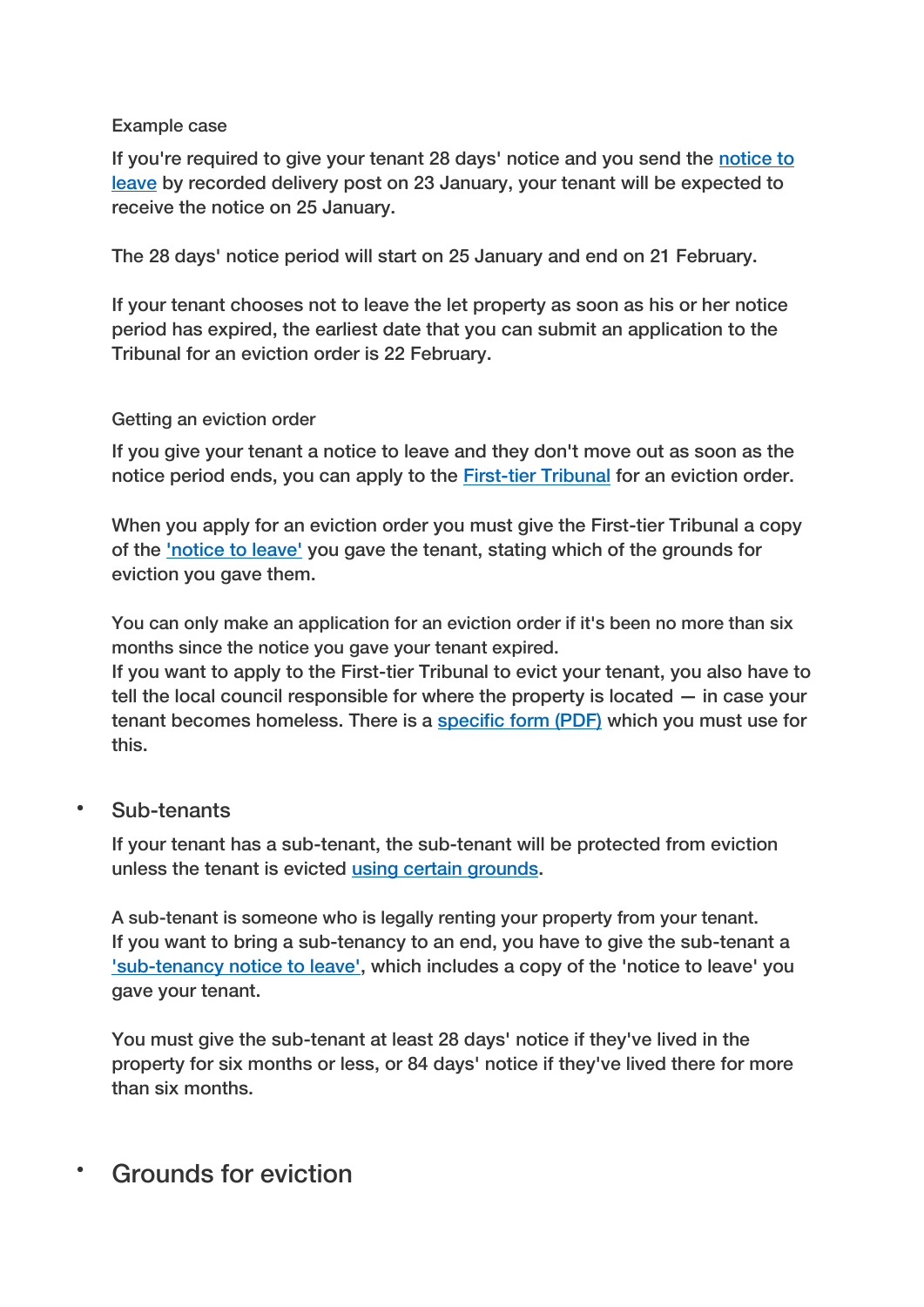Example case

If you're required to give your tenant 28 days' notice and you send the [notice to leave](#) by recorded delivery post on 23 January, your tenant will be expected to receive the notice on 25 January.

The 28 days' notice period will start on 25 January and end on 21 February.

If your tenant chooses not to leave the let property as soon as his or her notice period has expired, the earliest date that you can submit an application to the Tribunal for an eviction order is 22 February.

Getting an eviction order

If you give your tenant a notice to leave and they don't move out as soon as the notice period ends, you can apply to the [First-tier Tribunal](#) for an eviction order.

When you apply for an eviction order you must give the First-tier Tribunal a copy of the ['notice to leave'](#) you gave the tenant, stating which of the grounds for eviction you gave them.

You can only make an application for an eviction order if it's been no more than six months since the notice you gave your tenant expired.
If you want to apply to the First-tier Tribunal to evict your tenant, you also have to tell the local council responsible for where the property is located — in case your tenant becomes homeless. There is a [specific form (PDF)](#) which you must use for this.

- ## Sub-tenants

If your tenant has a sub-tenant, the sub-tenant will be protected from eviction unless the tenant is evicted [using certain grounds](#).

A sub-tenant is someone who is legally renting your property from your tenant.
If you want to bring a sub-tenancy to an end, you have to give the sub-tenant a ['sub-tenancy notice to leave'](#), which includes a copy of the 'notice to leave' you gave your tenant.

You must give the sub-tenant at least 28 days' notice if they've lived in the property for six months or less, or 84 days' notice if they've lived there for more than six months.

- # Grounds for eviction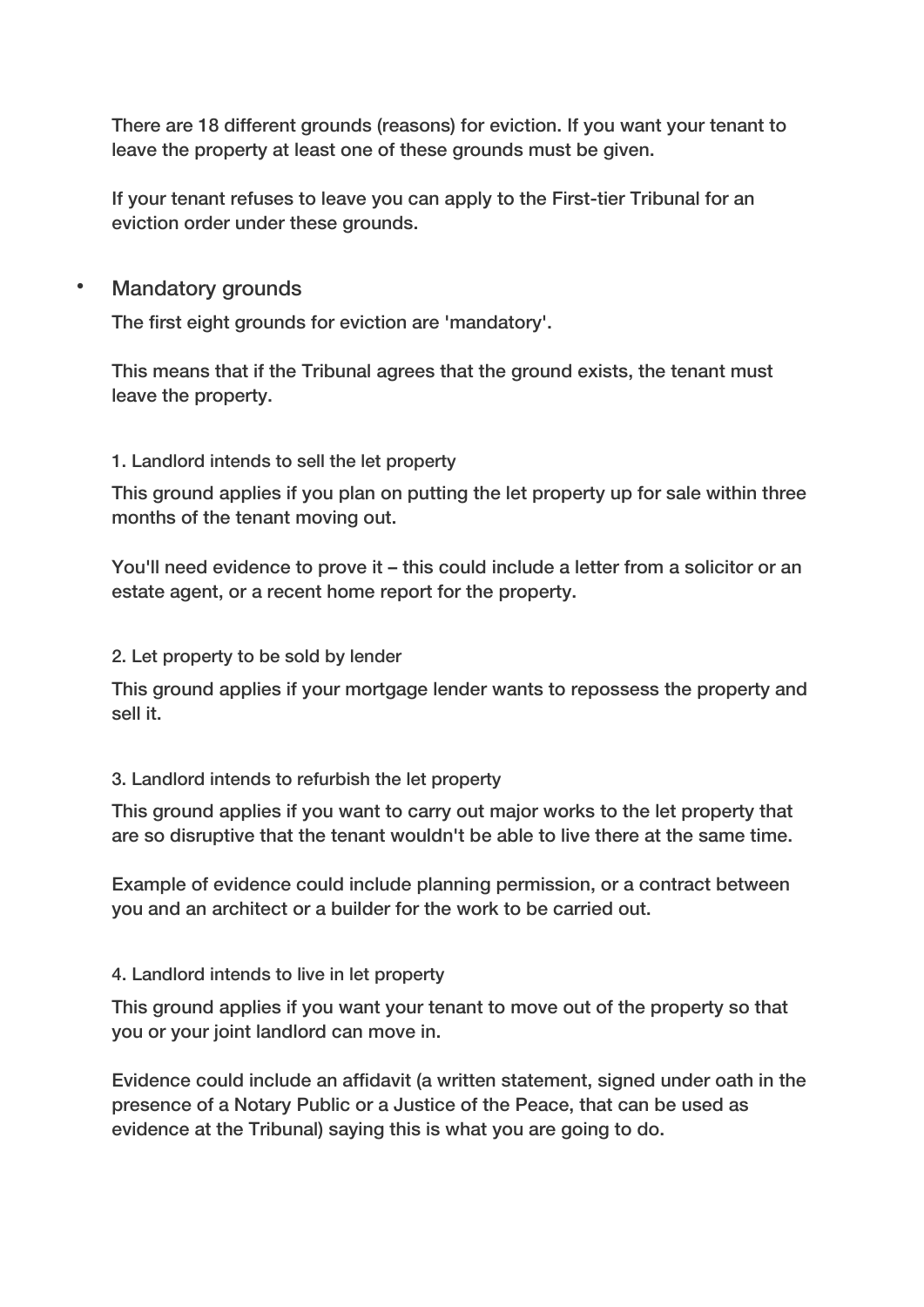There are 18 different grounds (reasons) for eviction. If you want your tenant to leave the property at least one of these grounds must be given.

If your tenant refuses to leave you can apply to the First-tier Tribunal for an eviction order under these grounds.

- ## Mandatory grounds

The first eight grounds for eviction are 'mandatory'.

This means that if the Tribunal agrees that the ground exists, the tenant must leave the property.

#### 1. Landlord intends to sell the let property

This ground applies if you plan on putting the let property up for sale within three months of the tenant moving out.

You'll need evidence to prove it – this could include a letter from a solicitor or an estate agent, or a recent home report for the property.

#### 2. Let property to be sold by lender

This ground applies if your mortgage lender wants to repossess the property and sell it.

#### 3. Landlord intends to refurbish the let property

This ground applies if you want to carry out major works to the let property that are so disruptive that the tenant wouldn't be able to live there at the same time.

Example of evidence could include planning permission, or a contract between you and an architect or a builder for the work to be carried out.

#### 4. Landlord intends to live in let property

This ground applies if you want your tenant to move out of the property so that you or your joint landlord can move in.

Evidence could include an affidavit (a written statement, signed under oath in the presence of a Notary Public or a Justice of the Peace, that can be used as evidence at the Tribunal) saying this is what you are going to do.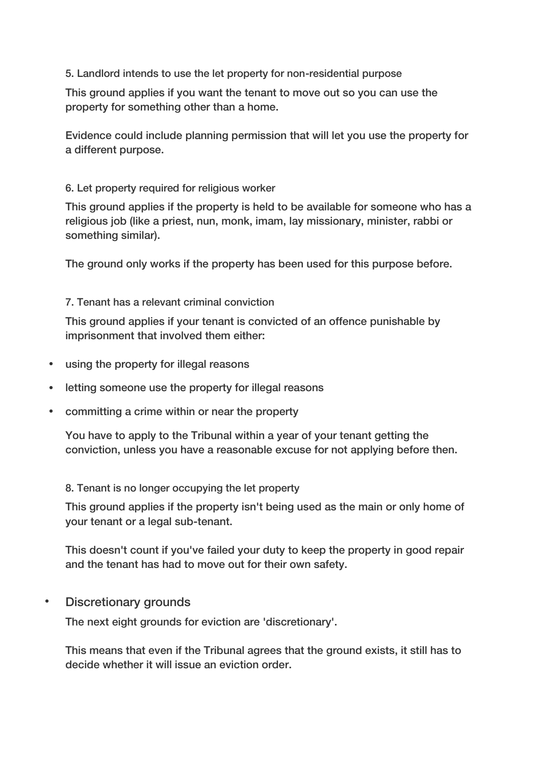#### 5. Landlord intends to use the let property for non-residential purpose

This ground applies if you want the tenant to move out so you can use the property for something other than a home.

Evidence could include planning permission that will let you use the property for a different purpose.

#### 6. Let property required for religious worker

This ground applies if the property is held to be available for someone who has a religious job (like a priest, nun, monk, imam, lay missionary, minister, rabbi or something similar).

The ground only works if the property has been used for this purpose before.

#### 7. Tenant has a relevant criminal conviction

This ground applies if your tenant is convicted of an offence punishable by imprisonment that involved them either:

- using the property for illegal reasons
- letting someone use the property for illegal reasons
- committing a crime within or near the property

You have to apply to the Tribunal within a year of your tenant getting the conviction, unless you have a reasonable excuse for not applying before then.

#### 8. Tenant is no longer occupying the let property

This ground applies if the property isn't being used as the main or only home of your tenant or a legal sub-tenant.

This doesn't count if you've failed your duty to keep the property in good repair and the tenant has had to move out for their own safety.

- ### Discretionary grounds

The next eight grounds for eviction are 'discretionary'.

This means that even if the Tribunal agrees that the ground exists, it still has to decide whether it will issue an eviction order.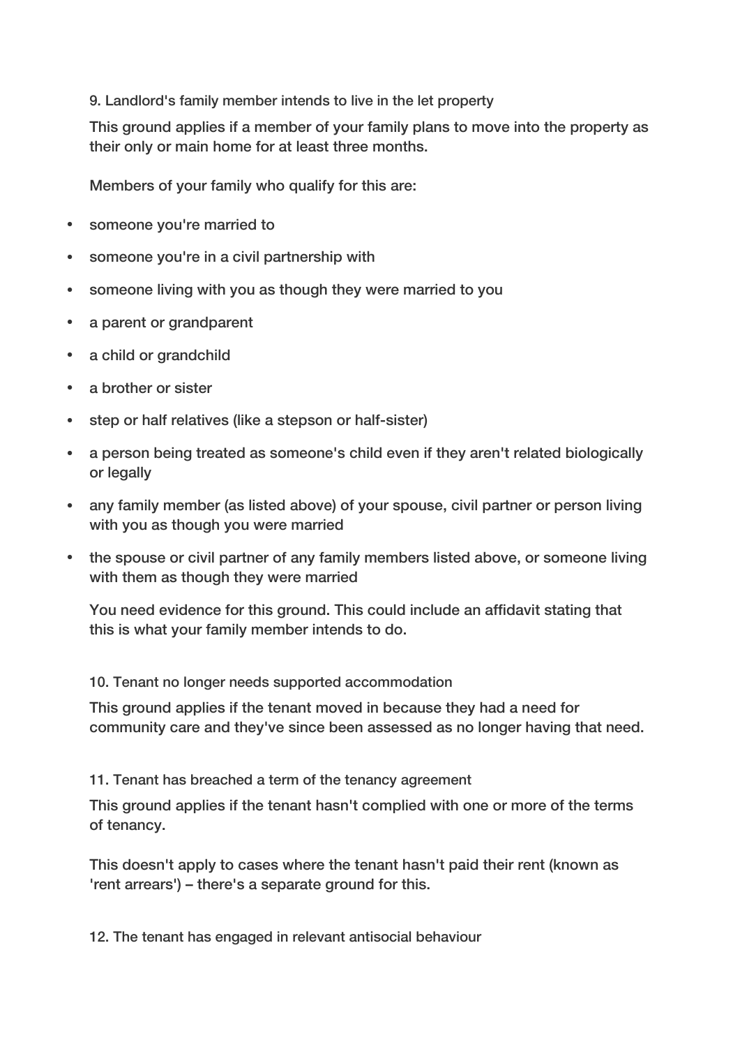### 9. Landlord's family member intends to live in the let property

This ground applies if a member of your family plans to move into the property as their only or main home for at least three months.

Members of your family who qualify for this are:

- someone you're married to
- someone you're in a civil partnership with
- someone living with you as though they were married to you
- a parent or grandparent
- a child or grandchild
- a brother or sister
- step or half relatives (like a stepson or half-sister)
- a person being treated as someone's child even if they aren't related biologically or legally
- any family member (as listed above) of your spouse, civil partner or person living with you as though you were married
- the spouse or civil partner of any family members listed above, or someone living with them as though they were married

You need evidence for this ground. This could include an affidavit stating that this is what your family member intends to do.

### 10. Tenant no longer needs supported accommodation

This ground applies if the tenant moved in because they had a need for community care and they've since been assessed as no longer having that need.

### 11. Tenant has breached a term of the tenancy agreement

This ground applies if the tenant hasn't complied with one or more of the terms of tenancy.

This doesn't apply to cases where the tenant hasn't paid their rent (known as 'rent arrears') – there's a separate ground for this.

### 12. The tenant has engaged in relevant antisocial behaviour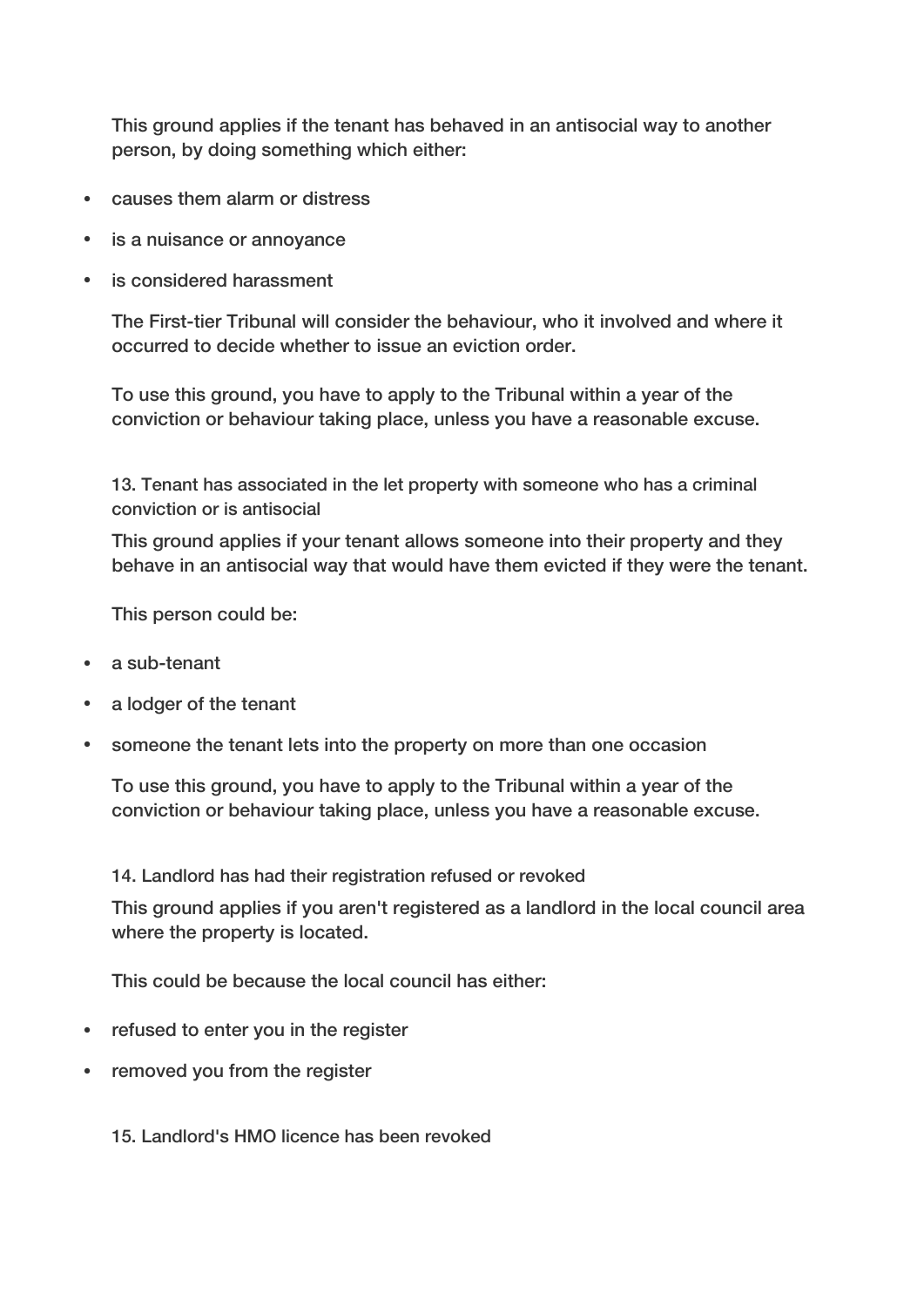This ground applies if the tenant has behaved in an antisocial way to another person, by doing something which either:

- causes them alarm or distress
- is a nuisance or annoyance
- is considered harassment

The First-tier Tribunal will consider the behaviour, who it involved and where it occurred to decide whether to issue an eviction order.

To use this ground, you have to apply to the Tribunal within a year of the conviction or behaviour taking place, unless you have a reasonable excuse.

### 13. Tenant has associated in the let property with someone who has a criminal conviction or is antisocial

This ground applies if your tenant allows someone into their property and they behave in an antisocial way that would have them evicted if they were the tenant.

This person could be:

- a sub-tenant
- a lodger of the tenant
- someone the tenant lets into the property on more than one occasion

To use this ground, you have to apply to the Tribunal within a year of the conviction or behaviour taking place, unless you have a reasonable excuse.

### 14. Landlord has had their registration refused or revoked

This ground applies if you aren't registered as a landlord in the local council area where the property is located.

This could be because the local council has either:

- refused to enter you in the register
- removed you from the register

### 15. Landlord's HMO licence has been revoked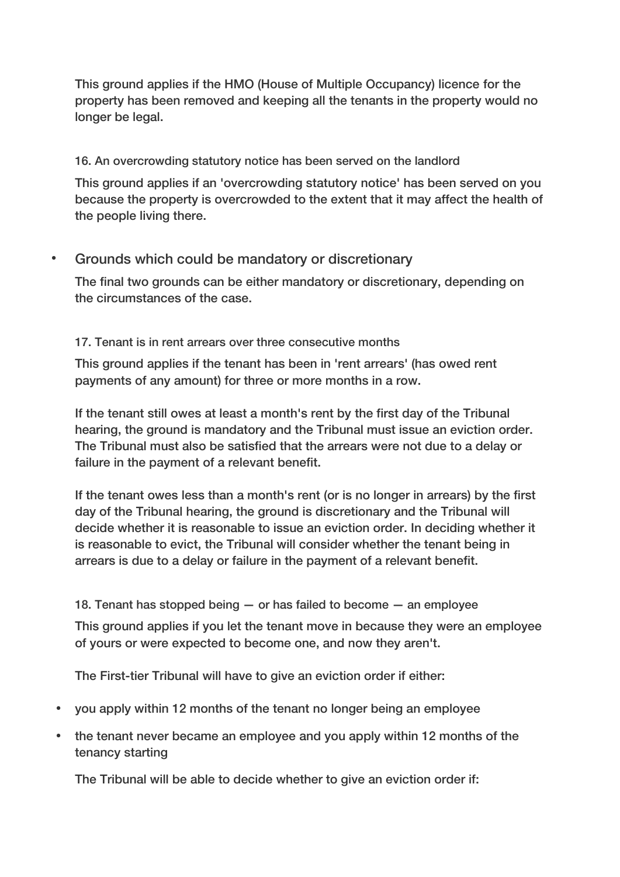This ground applies if the HMO (House of Multiple Occupancy) licence for the property has been removed and keeping all the tenants in the property would no longer be legal.

16. An overcrowding statutory notice has been served on the landlord

This ground applies if an 'overcrowding statutory notice' has been served on you because the property is overcrowded to the extent that it may affect the health of the people living there.

- Grounds which could be mandatory or discretionary

The final two grounds can be either mandatory or discretionary, depending on the circumstances of the case.

17. Tenant is in rent arrears over three consecutive months

This ground applies if the tenant has been in 'rent arrears' (has owed rent payments of any amount) for three or more months in a row.

If the tenant still owes at least a month's rent by the first day of the Tribunal hearing, the ground is mandatory and the Tribunal must issue an eviction order. The Tribunal must also be satisfied that the arrears were not due to a delay or failure in the payment of a relevant benefit.

If the tenant owes less than a month's rent (or is no longer in arrears) by the first day of the Tribunal hearing, the ground is discretionary and the Tribunal will decide whether it is reasonable to issue an eviction order. In deciding whether it is reasonable to evict, the Tribunal will consider whether the tenant being in arrears is due to a delay or failure in the payment of a relevant benefit.

18. Tenant has stopped being — or has failed to become — an employee

This ground applies if you let the tenant move in because they were an employee of yours or were expected to become one, and now they aren't.

The First-tier Tribunal will have to give an eviction order if either:

- you apply within 12 months of the tenant no longer being an employee
- the tenant never became an employee and you apply within 12 months of the tenancy starting

The Tribunal will be able to decide whether to give an eviction order if: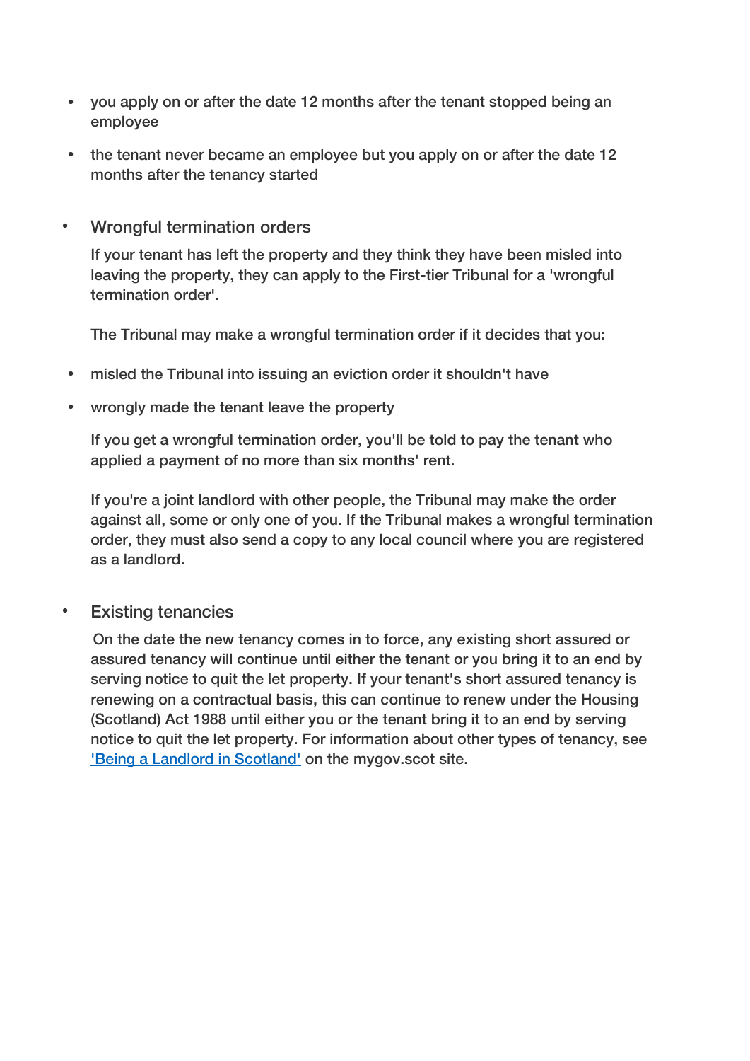- you apply on or after the date 12 months after the tenant stopped being an employee
- the tenant never became an employee but you apply on or after the date 12 months after the tenancy started

- Wrongful termination orders

  If your tenant has left the property and they think they have been misled into leaving the property, they can apply to the First-tier Tribunal for a 'wrongful termination order'.

  The Tribunal may make a wrongful termination order if it decides that you:

- misled the Tribunal into issuing an eviction order it shouldn't have
- wrongly made the tenant leave the property

  If you get a wrongful termination order, you'll be told to pay the tenant who applied a payment of no more than six months' rent.

  If you're a joint landlord with other people, the Tribunal may make the order against all, some or only one of you. If the Tribunal makes a wrongful termination order, they must also send a copy to any local council where you are registered as a landlord.

- Existing tenancies

  On the date the new tenancy comes in to force, any existing short assured or assured tenancy will continue until either the tenant or you bring it to an end by serving notice to quit the let property. If your tenant's short assured tenancy is renewing on a contractual basis, this can continue to renew under the Housing (Scotland) Act 1988 until either you or the tenant bring it to an end by serving notice to quit the let property. For information about other types of tenancy, see ['Being a Landlord in Scotland'](#) on the mygov.scot site.